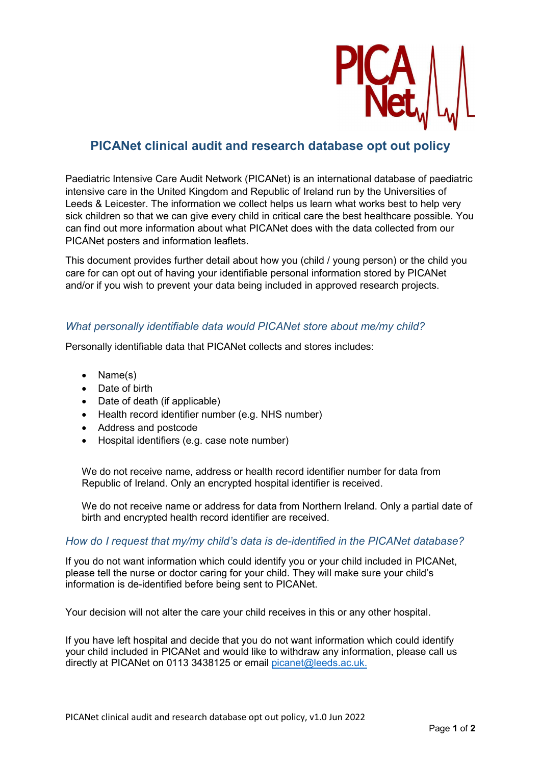# PICANet clinical audit and research database opt out policy

Paediatric Intensive Care Audit Network (PICANet) is an international database of paediatric intensive care in the United Kingdom and Republic of Ireland run by the Universities of Leeds & Leicester. The information we collect helps us learn what works best to help very sick children so that we can give every child in critical care the best healthcare possible. You can find out more information about what PICANet does with the data collected from our PICANet posters and information leaflets.

This document provides further detail about how you (child / young person) or the child you care for can opt out of having your identifiable personal information stored by PICANet and/or if you wish to prevent your data being included in approved research projects.

### *What personally identifiable data would PICANet store about me/my child?*

Personally identifiable data that PICANet collects and stores includes:

- Name(s)
- Date of birth
- Date of death (if applicable)
- Health record identifier number (e.g. NHS number)
- Address and postcode
- Hospital identifiers (e.g. case note number)

We do not receive name, address or health record identifier number for data from Republic of Ireland. Only an encrypted hospital identifier is received.

We do not receive name or address for data from Northern Ireland. Only a partial date of birth and encrypted health record identifier are received.

### *How do I request that my/my child's data is de-identified in the PICANet database?*

If you do not want information which could identify you or your child included in PICANet, please tell the nurse or doctor caring for your child. They will make sure your child's information is de-identified before being sent to PICANet.

Your decision will not alter the care your child receives in this or any other hospital.

If you have left hospital and decide that you do not want information which could identify your child included in PICANet and would like to withdraw any information, please call us directly at PICANet on 0113 3438125 or email picanet@leeds.ac.uk.

PICANet clinical audit and research database opt out policy, v1.0 Jun 2022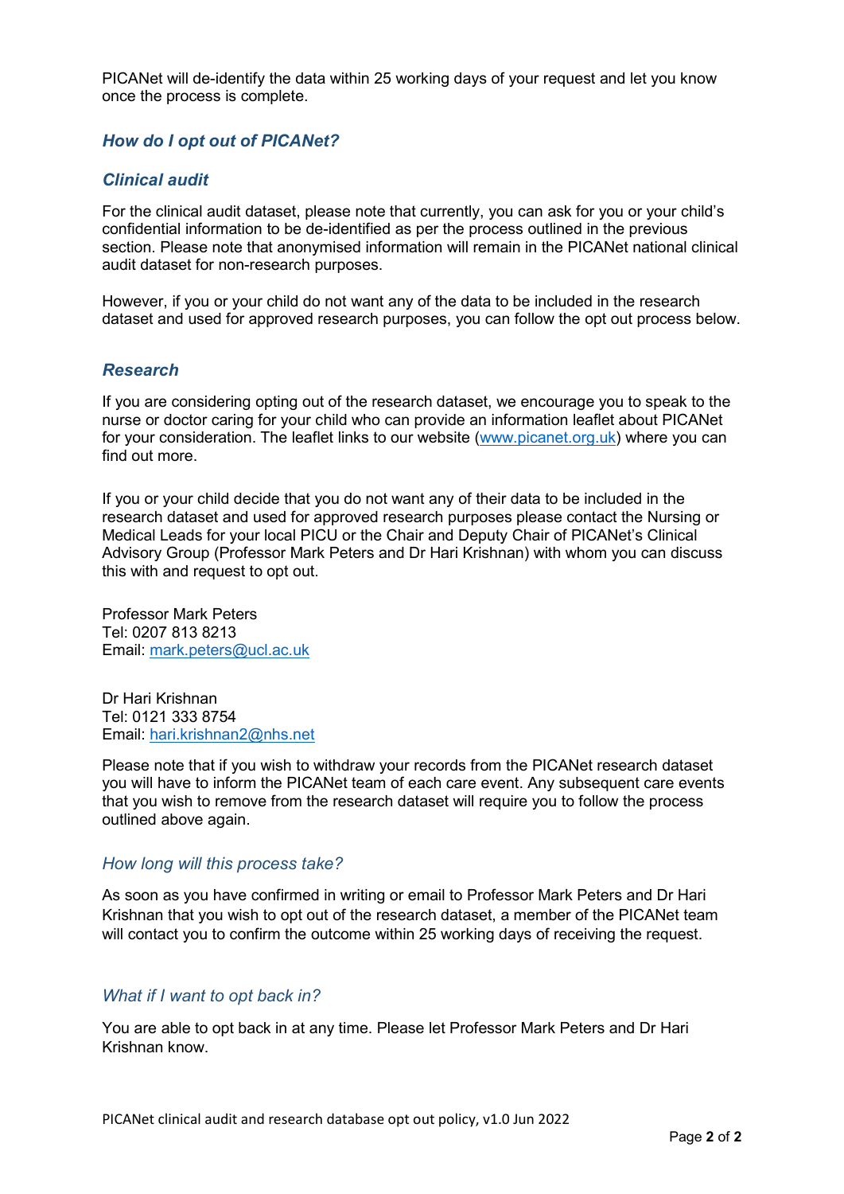PICANet will de-identify the data within 25 working days of your request and let you know once the process is complete.

### *How do I opt out of PICANet?*

### *Clinical audit*

For the clinical audit dataset, please note that currently, you can ask for you or your child's confidential information to be de-identified as per the process outlined in the previous section. Please note that anonymised information will remain in the PICANet national clinical audit dataset for non-research purposes.

However, if you or your child do not want any of the data to be included in the research dataset and used for approved research purposes, you can follow the opt out process below.

### *Research*

If you are considering opting out of the research dataset, we encourage you to speak to the nurse or doctor caring for your child who can provide an information leaflet about PICANet for your consideration. The leaflet links to our website (www.picanet.org.uk) where you can find out more.

If you or your child decide that you do not want any of their data to be included in the research dataset and used for approved research purposes please contact the Nursing or Medical Leads for your local PICU or the Chair and Deputy Chair of PICANet's Clinical Advisory Group (Professor Mark Peters and Dr Hari Krishnan) with whom you can discuss this with and request to opt out.

Professor Mark Peters
Tel: 0207 813 8213
Email: mark.peters@ucl.ac.uk

Dr Hari Krishnan
Tel: 0121 333 8754
Email: hari.krishnan2@nhs.net

Please note that if you wish to withdraw your records from the PICANet research dataset you will have to inform the PICANet team of each care event. Any subsequent care events that you wish to remove from the research dataset will require you to follow the process outlined above again.

#### *How long will this process take?*

As soon as you have confirmed in writing or email to Professor Mark Peters and Dr Hari Krishnan that you wish to opt out of the research dataset, a member of the PICANet team will contact you to confirm the outcome within 25 working days of receiving the request.

#### *What if I want to opt back in?*

You are able to opt back in at any time. Please let Professor Mark Peters and Dr Hari Krishnan know.